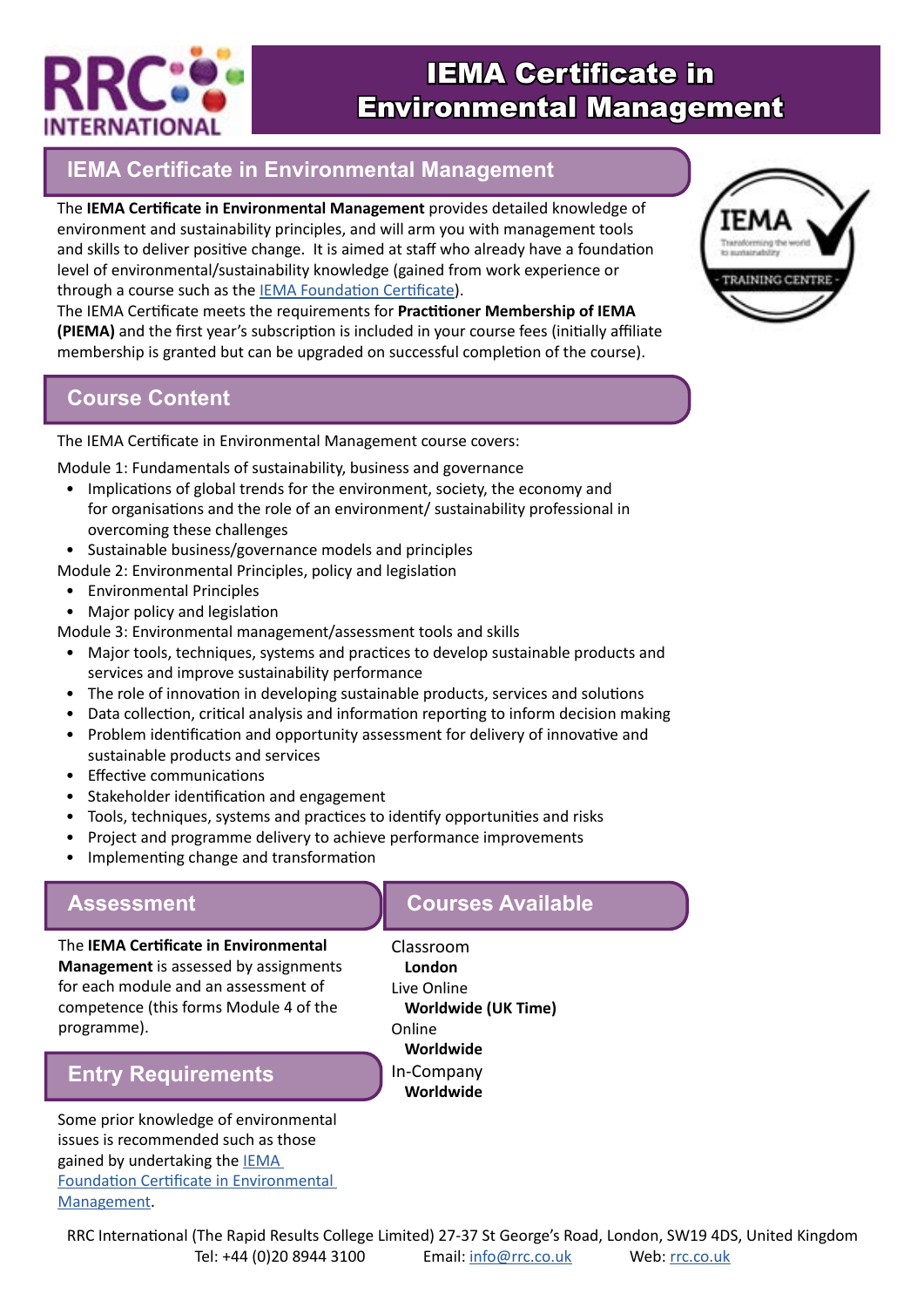# IEMA Certificate in Environmental Management

## IEMA Certificate in Environmental Management

The **IEMA Certificate in Environmental Management** provides detailed knowledge of environment and sustainability principles, and will arm you with management tools and skills to deliver positive change. It is aimed at staff who already have a foundation level of environmental/sustainability knowledge (gained from work experience or through a course such as the [IEMA Foundation Certificate](IEMA Foundation Certificate)).

The IEMA Certificate meets the requirements for **Practitioner Membership of IEMA (PIEMA)** and the first year's subscription is included in your course fees (initially affiliate membership is granted but can be upgraded on successful completion of the course).

## Course Content

The IEMA Certificate in Environmental Management course covers:

Module 1: Fundamentals of sustainability, business and governance

- Implications of global trends for the environment, society, the economy and for organisations and the role of an environment/ sustainability professional in overcoming these challenges
- Sustainable business/governance models and principles

Module 2: Environmental Principles, policy and legislation

- Environmental Principles
- Major policy and legislation

Module 3: Environmental management/assessment tools and skills

- Major tools, techniques, systems and practices to develop sustainable products and services and improve sustainability performance
- The role of innovation in developing sustainable products, services and solutions
- Data collection, critical analysis and information reporting to inform decision making
- Problem identification and opportunity assessment for delivery of innovative and sustainable products and services
- Effective communications
- Stakeholder identification and engagement
- Tools, techniques, systems and practices to identify opportunities and risks
- Project and programme delivery to achieve performance improvements
- Implementing change and transformation

## Assessment

The **IEMA Certificate in Environmental Management** is assessed by assignments for each module and an assessment of competence (this forms Module 4 of the programme).

## Entry Requirements

Some prior knowledge of environmental issues is recommended such as those gained by undertaking the IEMA Foundation Certificate in Environmental Management.

## Courses Available

Classroom
**London**

Live Online
**Worldwide (UK Time)**

Online
**Worldwide**

In-Company
**Worldwide**

RRC International (The Rapid Results College Limited) 27-37 St George's Road, London, SW19 4DS, United Kingdom
Tel: +44 (0)20 8944 3100 Email: info@rrc.co.uk Web: rrc.co.uk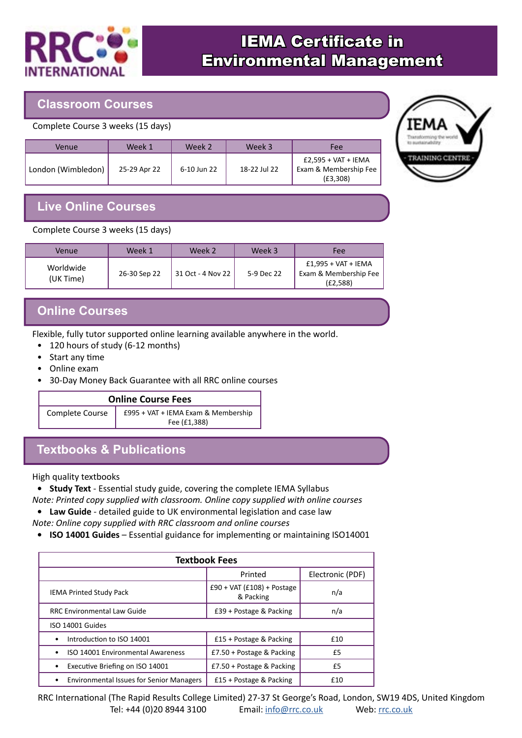# IEMA Certificate in Environmental Management

## Classroom Courses

Complete Course 3 weeks (15 days)

| Venue | Week 1 | Week 2 | Week 3 | Fee |
|---|---|---|---|---|
| London (Wimbledon) | 25-29 Apr 22 | 6-10 Jun 22 | 18-22 Jul 22 | £2,595 + VAT + IEMA Exam & Membership Fee (£3,308) |

## Live Online Courses

Complete Course 3 weeks (15 days)

| Venue | Week 1 | Week 2 | Week 3 | Fee |
|---|---|---|---|---|
| Worldwide (UK Time) | 26-30 Sep 22 | 31 Oct - 4 Nov 22 | 5-9 Dec 22 | £1,995 + VAT + IEMA Exam & Membership Fee (£2,588) |

## Online Courses

Flexible, fully tutor supported online learning available anywhere in the world.

- 120 hours of study (6-12 months)
- Start any time
- Online exam
- 30-Day Money Back Guarantee with all RRC online courses

| Online Course Fees | |
|---|---|
| Complete Course | £995 + VAT + IEMA Exam & Membership Fee (£1,388) |

## Textbooks & Publications

High quality textbooks

- **Study Text** - Essential study guide, covering the complete IEMA Syllabus

*Note: Printed copy supplied with classroom. Online copy supplied with online courses*

- **Law Guide** - detailed guide to UK environmental legislation and case law

*Note: Online copy supplied with RRC classroom and online courses*

- **ISO 14001 Guides** – Essential guidance for implementing or maintaining ISO14001

| Textbook Fees | | |
|---|---|---|
| | Printed | Electronic (PDF) |
| IEMA Printed Study Pack | £90 + VAT (£108) + Postage & Packing | n/a |
| RRC Environmental Law Guide | £39 + Postage & Packing | n/a |
| ISO 14001 Guides | | |
| • Introduction to ISO 14001 | £15 + Postage & Packing | £10 |
| • ISO 14001 Environmental Awareness | £7.50 + Postage & Packing | £5 |
| • Executive Briefing on ISO 14001 | £7.50 + Postage & Packing | £5 |
| • Environmental Issues for Senior Managers | £15 + Postage & Packing | £10 |

RRC International (The Rapid Results College Limited) 27-37 St George's Road, London, SW19 4DS, United Kingdom
Tel: +44 (0)20 8944 3100 Email: info@rrc.co.uk Web: rrc.co.uk